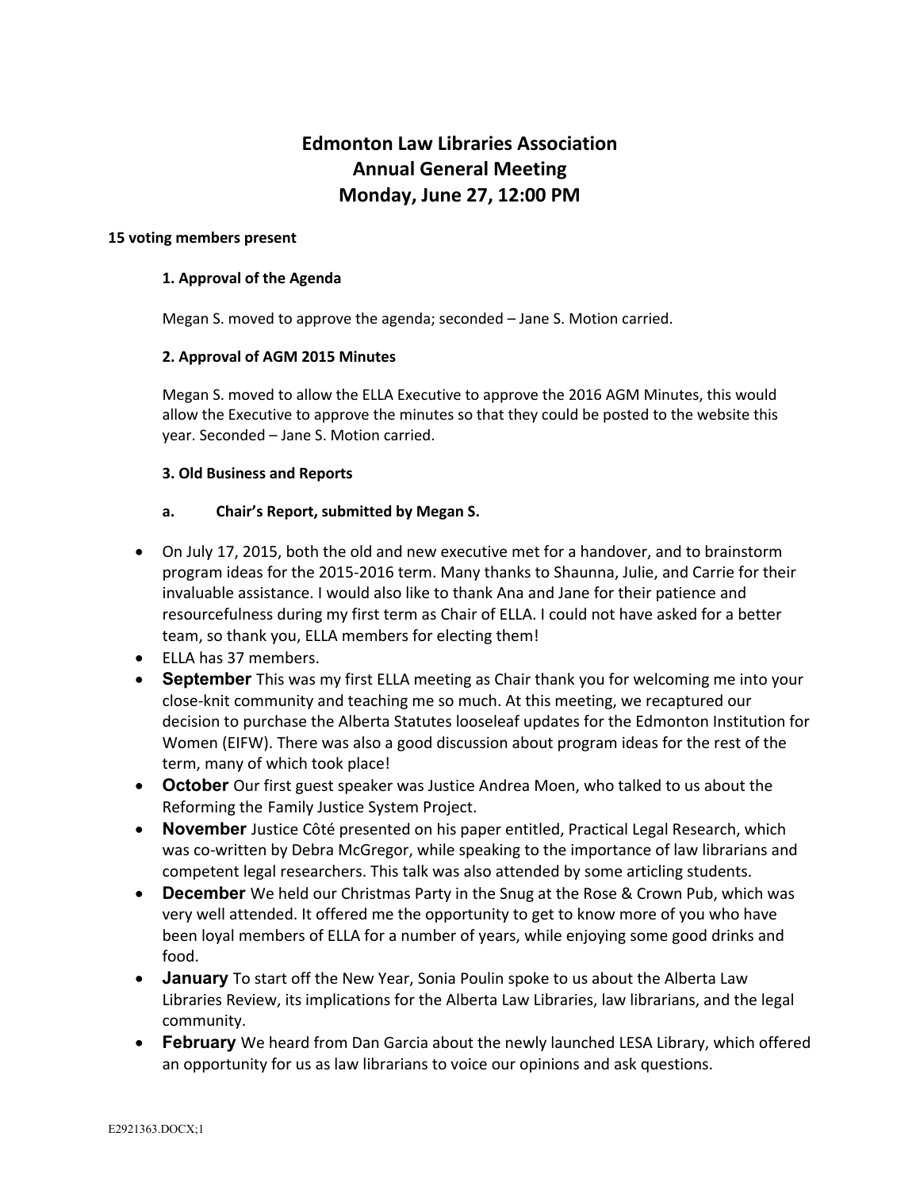# Edmonton Law Libraries Association
# Annual General Meeting
# Monday, June 27, 12:00 PM

**15 voting members present**

**1. Approval of the Agenda**

Megan S. moved to approve the agenda; seconded – Jane S. Motion carried.

**2. Approval of AGM 2015 Minutes**

Megan S. moved to allow the ELLA Executive to approve the 2016 AGM Minutes, this would allow the Executive to approve the minutes so that they could be posted to the website this year. Seconded – Jane S. Motion carried.

**3. Old Business and Reports**

**a. Chair's Report, submitted by Megan S.**

- On July 17, 2015, both the old and new executive met for a handover, and to brainstorm program ideas for the 2015-2016 term. Many thanks to Shaunna, Julie, and Carrie for their invaluable assistance. I would also like to thank Ana and Jane for their patience and resourcefulness during my first term as Chair of ELLA. I could not have asked for a better team, so thank you, ELLA members for electing them!
- ELLA has 37 members.
- **September** This was my first ELLA meeting as Chair thank you for welcoming me into your close-knit community and teaching me so much. At this meeting, we recaptured our decision to purchase the Alberta Statutes looseleaf updates for the Edmonton Institution for Women (EIFW). There was also a good discussion about program ideas for the rest of the term, many of which took place!
- **October** Our first guest speaker was Justice Andrea Moen, who talked to us about the Reforming the Family Justice System Project.
- **November** Justice Côté presented on his paper entitled, Practical Legal Research, which was co-written by Debra McGregor, while speaking to the importance of law librarians and competent legal researchers. This talk was also attended by some articling students.
- **December** We held our Christmas Party in the Snug at the Rose & Crown Pub, which was very well attended. It offered me the opportunity to get to know more of you who have been loyal members of ELLA for a number of years, while enjoying some good drinks and food.
- **January** To start off the New Year, Sonia Poulin spoke to us about the Alberta Law Libraries Review, its implications for the Alberta Law Libraries, law librarians, and the legal community.
- **February** We heard from Dan Garcia about the newly launched LESA Library, which offered an opportunity for us as law librarians to voice our opinions and ask questions.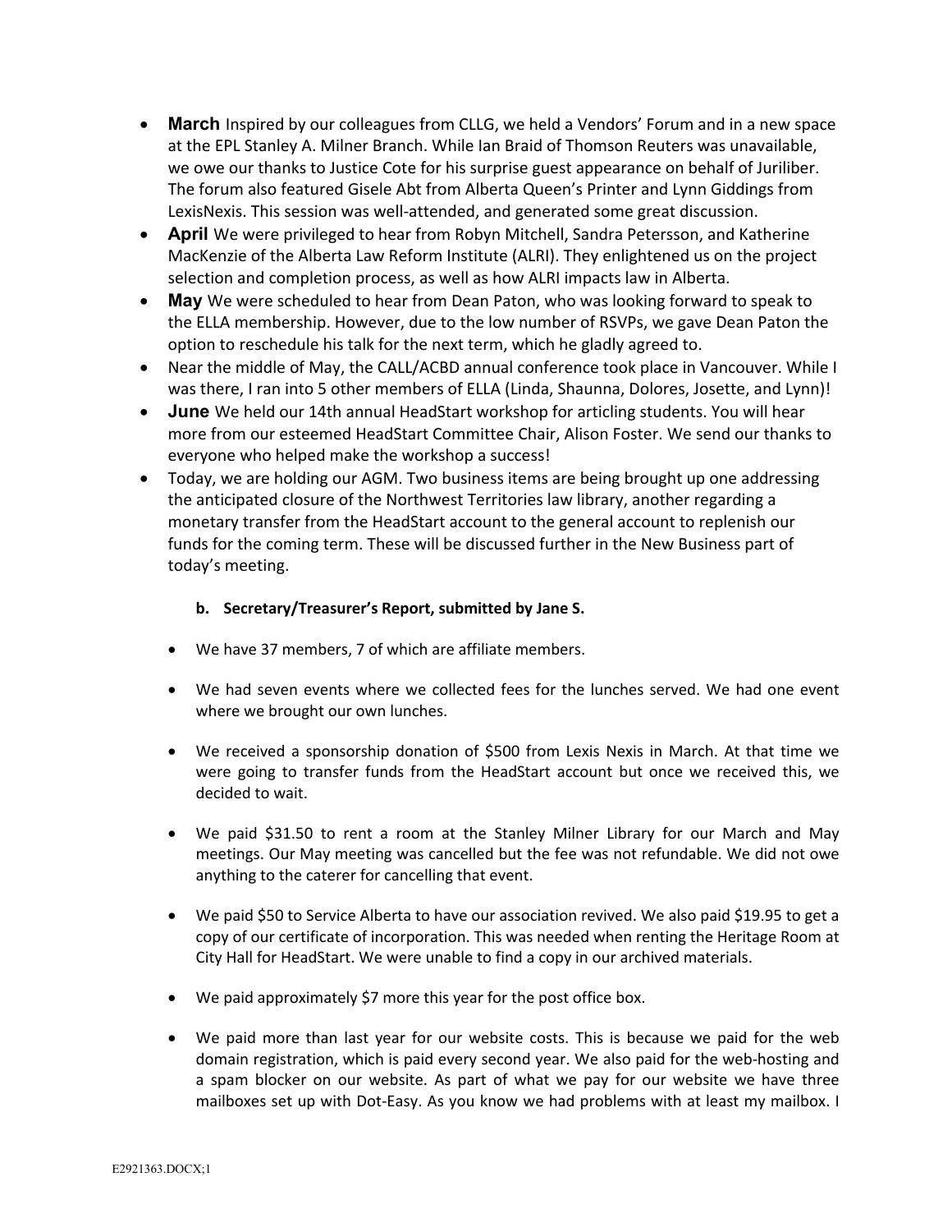- **March** Inspired by our colleagues from CLLG, we held a Vendors' Forum and in a new space at the EPL Stanley A. Milner Branch. While Ian Braid of Thomson Reuters was unavailable, we owe our thanks to Justice Cote for his surprise guest appearance on behalf of Juriliber. The forum also featured Gisele Abt from Alberta Queen's Printer and Lynn Giddings from LexisNexis. This session was well-attended, and generated some great discussion.
- **April** We were privileged to hear from Robyn Mitchell, Sandra Petersson, and Katherine MacKenzie of the Alberta Law Reform Institute (ALRI). They enlightened us on the project selection and completion process, as well as how ALRI impacts law in Alberta.
- **May** We were scheduled to hear from Dean Paton, who was looking forward to speak to the ELLA membership. However, due to the low number of RSVPs, we gave Dean Paton the option to reschedule his talk for the next term, which he gladly agreed to.
- Near the middle of May, the CALL/ACBD annual conference took place in Vancouver. While I was there, I ran into 5 other members of ELLA (Linda, Shaunna, Dolores, Josette, and Lynn)!
- **June** We held our 14th annual HeadStart workshop for articling students. You will hear more from our esteemed HeadStart Committee Chair, Alison Foster. We send our thanks to everyone who helped make the workshop a success!
- Today, we are holding our AGM. Two business items are being brought up one addressing the anticipated closure of the Northwest Territories law library, another regarding a monetary transfer from the HeadStart account to the general account to replenish our funds for the coming term. These will be discussed further in the New Business part of today's meeting.

**b. Secretary/Treasurer's Report, submitted by Jane S.**

- We have 37 members, 7 of which are affiliate members.
- We had seven events where we collected fees for the lunches served. We had one event where we brought our own lunches.
- We received a sponsorship donation of $500 from Lexis Nexis in March. At that time we were going to transfer funds from the HeadStart account but once we received this, we decided to wait.
- We paid $31.50 to rent a room at the Stanley Milner Library for our March and May meetings. Our May meeting was cancelled but the fee was not refundable. We did not owe anything to the caterer for cancelling that event.
- We paid $50 to Service Alberta to have our association revived. We also paid $19.95 to get a copy of our certificate of incorporation. This was needed when renting the Heritage Room at City Hall for HeadStart. We were unable to find a copy in our archived materials.
- We paid approximately $7 more this year for the post office box.
- We paid more than last year for our website costs. This is because we paid for the web domain registration, which is paid every second year. We also paid for the web-hosting and a spam blocker on our website. As part of what we pay for our website we have three mailboxes set up with Dot-Easy. As you know we had problems with at least my mailbox. I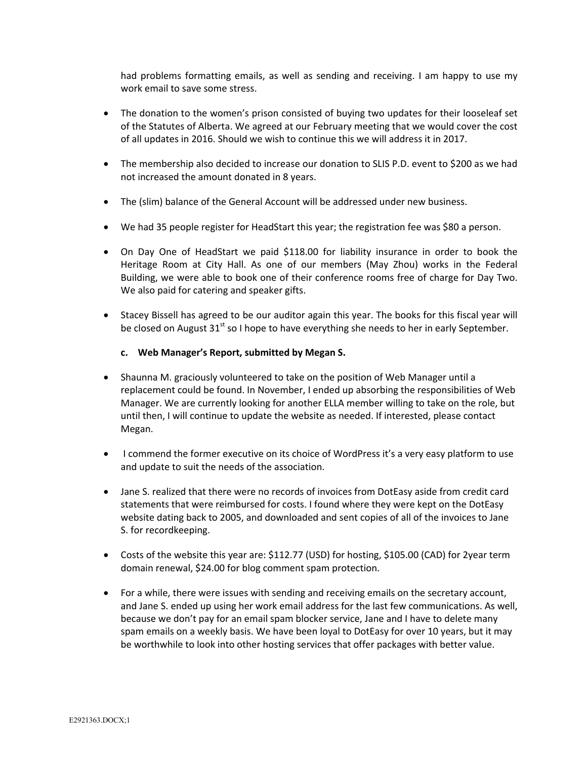had problems formatting emails, as well as sending and receiving. I am happy to use my work email to save some stress.

- The donation to the women's prison consisted of buying two updates for their looseleaf set of the Statutes of Alberta. We agreed at our February meeting that we would cover the cost of all updates in 2016. Should we wish to continue this we will address it in 2017.

- The membership also decided to increase our donation to SLIS P.D. event to $200 as we had not increased the amount donated in 8 years.

- The (slim) balance of the General Account will be addressed under new business.

- We had 35 people register for HeadStart this year; the registration fee was $80 a person.

- On Day One of HeadStart we paid $118.00 for liability insurance in order to book the Heritage Room at City Hall. As one of our members (May Zhou) works in the Federal Building, we were able to book one of their conference rooms free of charge for Day Two. We also paid for catering and speaker gifts.

- Stacey Bissell has agreed to be our auditor again this year. The books for this fiscal year will be closed on August 31st so I hope to have everything she needs to her in early September.

**c. Web Manager's Report, submitted by Megan S.**

- Shaunna M. graciously volunteered to take on the position of Web Manager until a replacement could be found. In November, I ended up absorbing the responsibilities of Web Manager. We are currently looking for another ELLA member willing to take on the role, but until then, I will continue to update the website as needed. If interested, please contact Megan.

- I commend the former executive on its choice of WordPress it's a very easy platform to use and update to suit the needs of the association.

- Jane S. realized that there were no records of invoices from DotEasy aside from credit card statements that were reimbursed for costs. I found where they were kept on the DotEasy website dating back to 2005, and downloaded and sent copies of all of the invoices to Jane S. for recordkeeping.

- Costs of the website this year are: $112.77 (USD) for hosting, $105.00 (CAD) for 2year term domain renewal, $24.00 for blog comment spam protection.

- For a while, there were issues with sending and receiving emails on the secretary account, and Jane S. ended up using her work email address for the last few communications. As well, because we don't pay for an email spam blocker service, Jane and I have to delete many spam emails on a weekly basis. We have been loyal to DotEasy for over 10 years, but it may be worthwhile to look into other hosting services that offer packages with better value.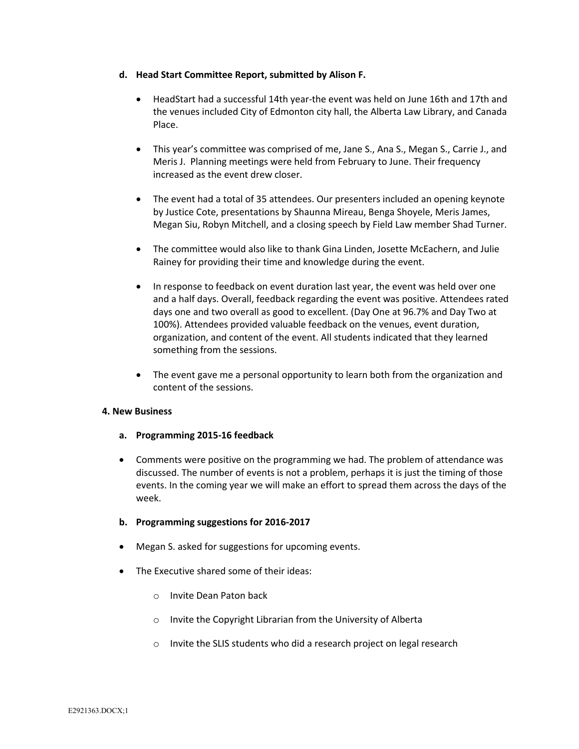### d. Head Start Committee Report, submitted by Alison F.

- HeadStart had a successful 14th year-the event was held on June 16th and 17th and the venues included City of Edmonton city hall, the Alberta Law Library, and Canada Place.

- This year's committee was comprised of me, Jane S., Ana S., Megan S., Carrie J., and Meris J. Planning meetings were held from February to June. Their frequency increased as the event drew closer.

- The event had a total of 35 attendees. Our presenters included an opening keynote by Justice Cote, presentations by Shaunna Mireau, Benga Shoyele, Meris James, Megan Siu, Robyn Mitchell, and a closing speech by Field Law member Shad Turner.

- The committee would also like to thank Gina Linden, Josette McEachern, and Julie Rainey for providing their time and knowledge during the event.

- In response to feedback on event duration last year, the event was held over one and a half days. Overall, feedback regarding the event was positive. Attendees rated days one and two overall as good to excellent. (Day One at 96.7% and Day Two at 100%). Attendees provided valuable feedback on the venues, event duration, organization, and content of the event. All students indicated that they learned something from the sessions.

- The event gave me a personal opportunity to learn both from the organization and content of the sessions.

## 4. New Business

### a. Programming 2015-16 feedback

- Comments were positive on the programming we had. The problem of attendance was discussed. The number of events is not a problem, perhaps it is just the timing of those events. In the coming year we will make an effort to spread them across the days of the week.

### b. Programming suggestions for 2016-2017

- Megan S. asked for suggestions for upcoming events.
- The Executive shared some of their ideas:
  - Invite Dean Paton back
  - Invite the Copyright Librarian from the University of Alberta
  - Invite the SLIS students who did a research project on legal research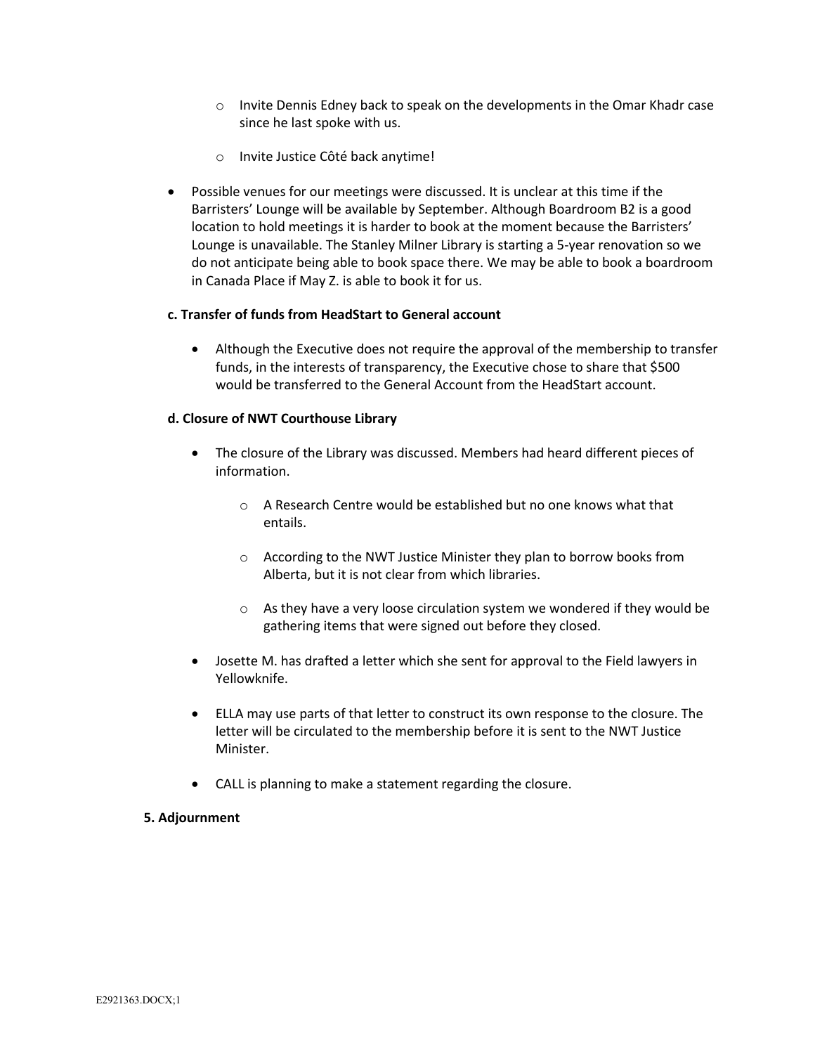- Invite Dennis Edney back to speak on the developments in the Omar Khadr case since he last spoke with us.

  - Invite Justice Côté back anytime!

- Possible venues for our meetings were discussed. It is unclear at this time if the Barristers' Lounge will be available by September. Although Boardroom B2 is a good location to hold meetings it is harder to book at the moment because the Barristers' Lounge is unavailable. The Stanley Milner Library is starting a 5-year renovation so we do not anticipate being able to book space there. We may be able to book a boardroom in Canada Place if May Z. is able to book it for us.

**c. Transfer of funds from HeadStart to General account**

- Although the Executive does not require the approval of the membership to transfer funds, in the interests of transparency, the Executive chose to share that $500 would be transferred to the General Account from the HeadStart account.

**d. Closure of NWT Courthouse Library**

- The closure of the Library was discussed. Members had heard different pieces of information.

  - A Research Centre would be established but no one knows what that entails.

  - According to the NWT Justice Minister they plan to borrow books from Alberta, but it is not clear from which libraries.

  - As they have a very loose circulation system we wondered if they would be gathering items that were signed out before they closed.

- Josette M. has drafted a letter which she sent for approval to the Field lawyers in Yellowknife.

- ELLA may use parts of that letter to construct its own response to the closure. The letter will be circulated to the membership before it is sent to the NWT Justice Minister.

- CALL is planning to make a statement regarding the closure.

**5. Adjournment**

E2921363.DOCX;1